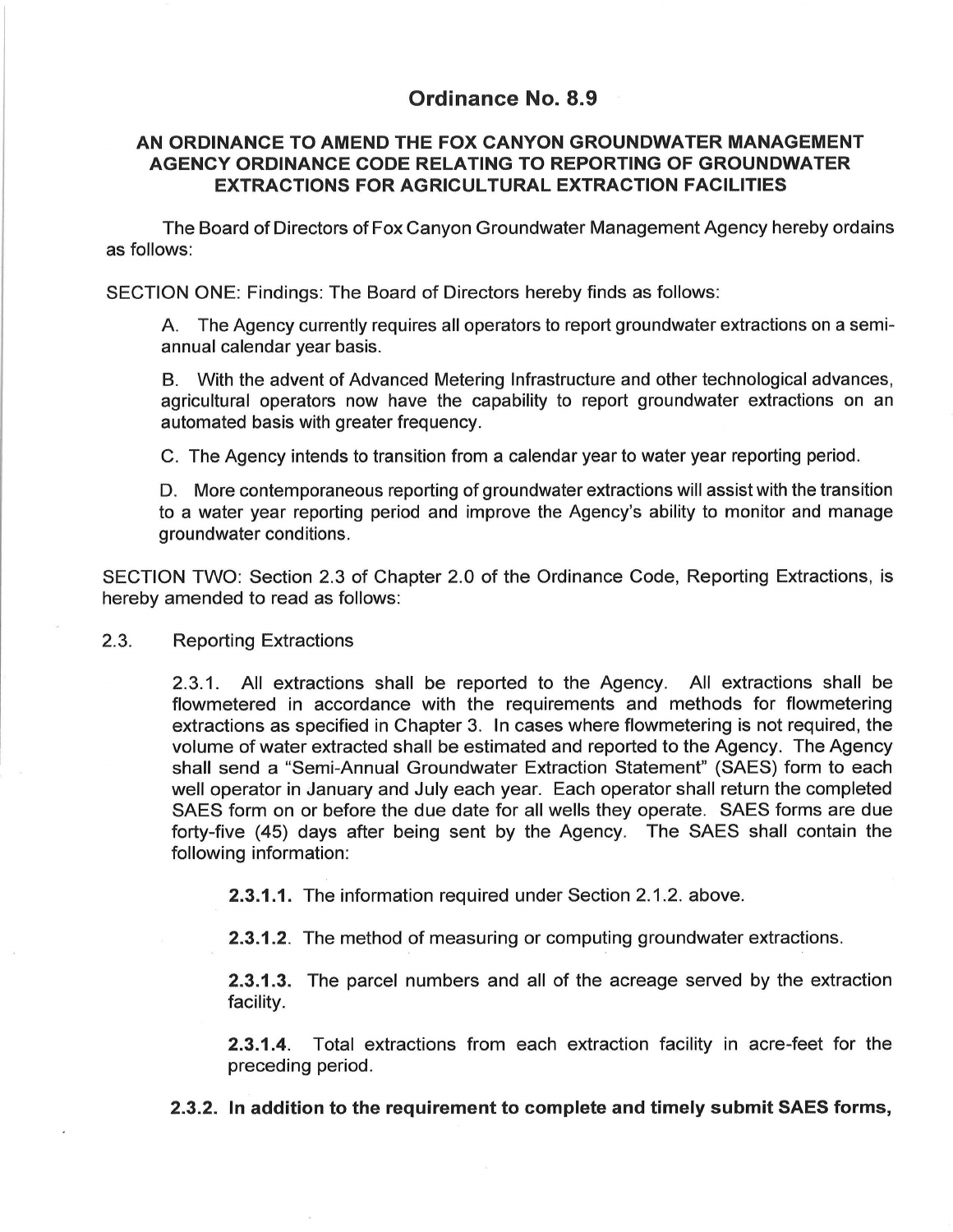# Ordinance No. 8.9

## AN ORDINANCE TO AMEND THE FOX CANYON GROUNDWATER MANAGEMENT AGENCY ORDINANCE CODE RELATING TO REPORTING OF GROUNDWATER EXTRACTIONS FOR AGRICULTURAL EXTRACTION FACILITIES

The Board of Directors of Fox Canyon Groundwater Management Agency hereby ordains as follows:

SECTION ONE: Findings: The Board of Directors hereby finds as follows:

A. The Agency currently requires all operators to report groundwater extractions on a semi-annual calendar year basis.

B. With the advent of Advanced Metering Infrastructure and other technological advances, agricultural operators now have the capability to report groundwater extractions on an automated basis with greater frequency.

C. The Agency intends to transition from a calendar year to water year reporting period.

D. More contemporaneous reporting of groundwater extractions will assist with the transition to a water year reporting period and improve the Agency's ability to monitor and manage groundwater conditions.

SECTION TWO: Section 2.3 of Chapter 2.0 of the Ordinance Code, Reporting Extractions, is hereby amended to read as follows:

2.3. Reporting Extractions

2.3.1. All extractions shall be reported to the Agency. All extractions shall be flowmetered in accordance with the requirements and methods for flowmetering extractions as specified in Chapter 3. In cases where flowmetering is not required, the volume of water extracted shall be estimated and reported to the Agency. The Agency shall send a "Semi-Annual Groundwater Extraction Statement" (SAES) form to each well operator in January and July each year. Each operator shall return the completed SAES form on or before the due date for all wells they operate. SAES forms are due forty-five (45) days after being sent by the Agency. The SAES shall contain the following information:

**2.3.1.1.** The information required under Section 2.1.2. above.

**2.3.1.2**. The method of measuring or computing groundwater extractions.

**2.3.1.3.** The parcel numbers and all of the acreage served by the extraction facility.

**2.3.1.4**. Total extractions from each extraction facility in acre-feet for the preceding period.

**2.3.2. In addition to the requirement to complete and timely submit SAES forms,**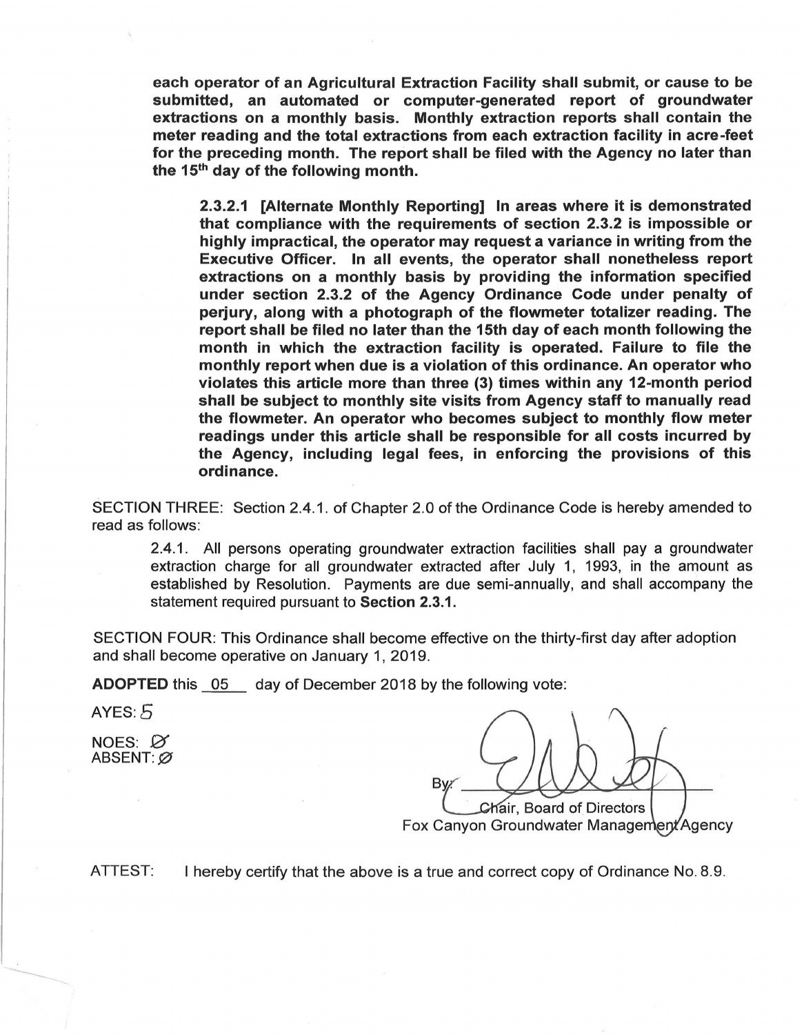**each operator of an Agricultural Extraction Facility shall submit, or cause to be submitted, an automated or computer-generated report of groundwater extractions on a monthly basis. Monthly extraction reports shall contain the meter reading and the total extractions from each extraction facility in acre-feet for the preceding month. The report shall be filed with the Agency no later than the 15th day of the following month.**

> **2.3.2.1 [Alternate Monthly Reporting] In areas where it is demonstrated that compliance with the requirements of section 2.3.2 is impossible or highly impractical, the operator may request a variance in writing from the Executive Officer. In all events, the operator shall nonetheless report extractions on a monthly basis by providing the information specified under section 2.3.2 of the Agency Ordinance Code under penalty of perjury, along with a photograph of the flowmeter totalizer reading. The report shall be filed no later than the 15th day of each month following the month in which the extraction facility is operated. Failure to file the monthly report when due is a violation of this ordinance. An operator who violates this article more than three (3) times within any 12-month period shall be subject to monthly site visits from Agency staff to manually read the flowmeter. An operator who becomes subject to monthly flow meter readings under this article shall be responsible for all costs incurred by the Agency, including legal fees, in enforcing the provisions of this ordinance.**

SECTION THREE: Section 2.4.1. of Chapter 2.0 of the Ordinance Code is hereby amended to read as follows:

> 2.4.1. All persons operating groundwater extraction facilities shall pay a groundwater extraction charge for all groundwater extracted after July 1, 1993, in the amount as established by Resolution. Payments are due semi-annually, and shall accompany the statement required pursuant to **Section 2.3.1.**

SECTION FOUR: This Ordinance shall become effective on the thirty-first day after adoption and shall become operative on January 1, 2019.

**ADOPTED** this 05 day of December 2018 by the following vote:

AYES: 5

NOES: Ø

ABSENT: Ø

By: ______________________________

Chair, Board of Directors

Fox Canyon Groundwater Management Agency

ATTEST: I hereby certify that the above is a true and correct copy of Ordinance No. 8.9.